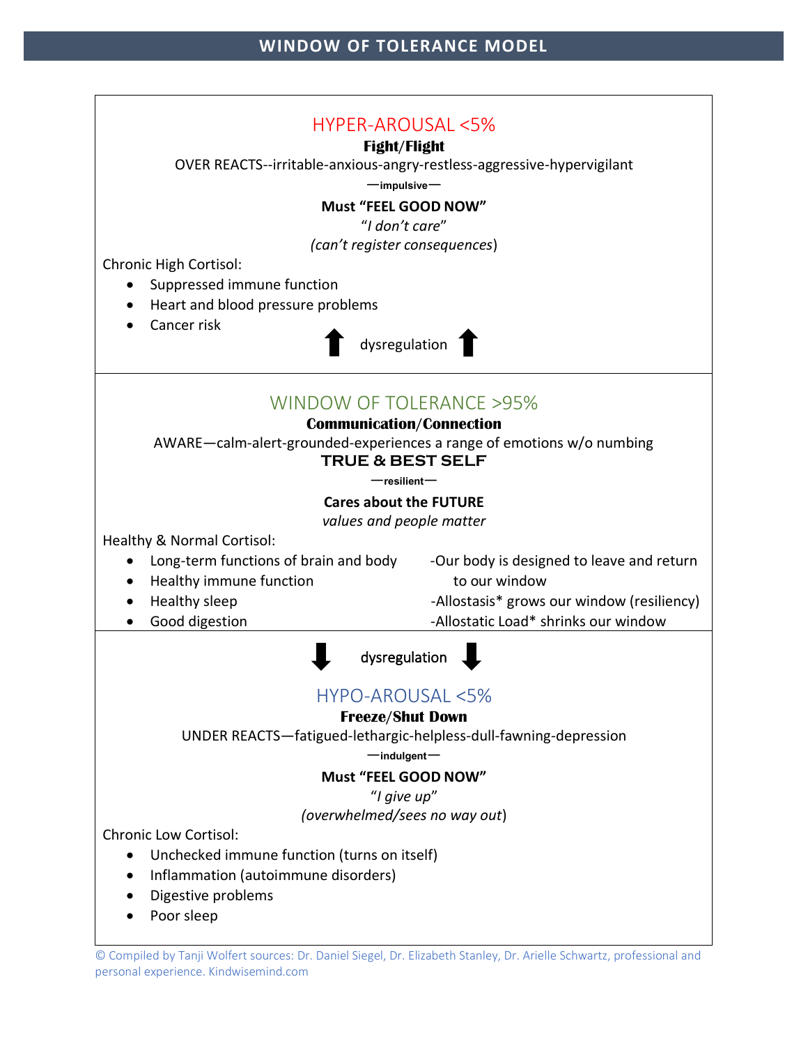# WINDOW OF TOLERANCE MODEL

## HYPER-AROUSAL <5%

**Fight/Flight**

OVER REACTS--irritable-anxious-angry-restless-aggressive-hypervigilant

—**impulsive**—

**Must "FEEL GOOD NOW"**

*"I don't care"*

*(can't register consequences)*

Chronic High Cortisol:

- Suppressed immune function
- Heart and blood pressure problems
- Cancer risk

⬆ dysregulation ⬆

## WINDOW OF TOLERANCE >95%

**Communication/Connection**

AWARE—calm-alert-grounded-experiences a range of emotions w/o numbing

**TRUE & BEST SELF**

—**resilient**—

**Cares about the FUTURE**

*values and people matter*

Healthy & Normal Cortisol:

- Long-term functions of brain and body
- Healthy immune function
- Healthy sleep
- Good digestion

-Our body is designed to leave and return to our window

-Allostasis* grows our window (resiliency)

-Allostatic Load* shrinks our window

⬇ dysregulation ⬇

## HYPO-AROUSAL <5%

**Freeze/Shut Down**

UNDER REACTS—fatigued-lethargic-helpless-dull-fawning-depression

—**indulgent**—

**Must "FEEL GOOD NOW"**

*"I give up"*

*(overwhelmed/sees no way out)*

Chronic Low Cortisol:

- Unchecked immune function (turns on itself)
- Inflammation (autoimmune disorders)
- Digestive problems
- Poor sleep

© Compiled by Tanji Wolfert sources: Dr. Daniel Siegel, Dr. Elizabeth Stanley, Dr. Arielle Schwartz, professional and personal experience. Kindwisemind.com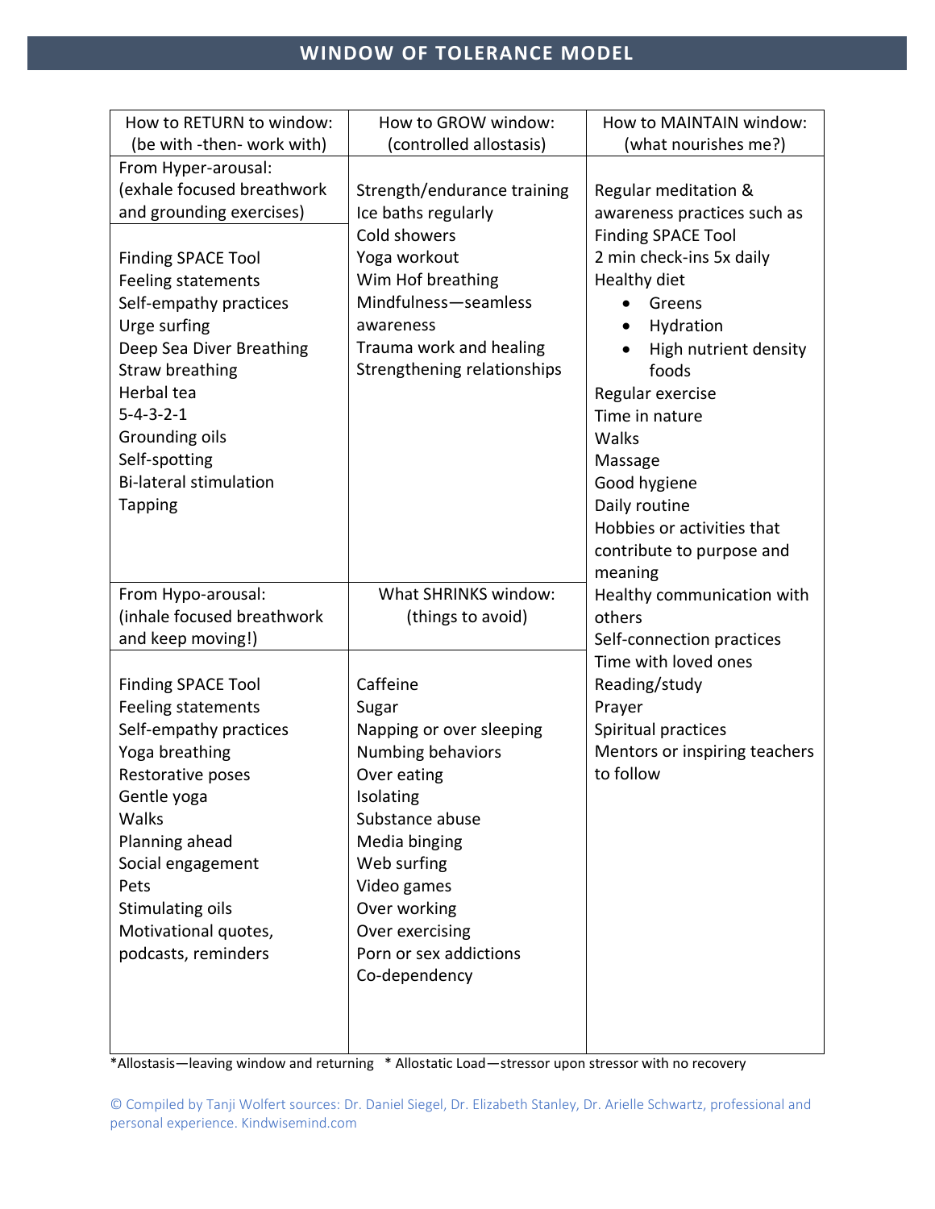# WINDOW OF TOLERANCE MODEL

| How to RETURN to window: (be with -then- work with) | How to GROW window: (controlled allostasis) | How to MAINTAIN window: (what nourishes me?) |
|---|---|---|
| From Hyper-arousal: (exhale focused breathwork and grounding exercises) | Strength/endurance training<br>Ice baths regularly<br>Cold showers<br>Yoga workout<br>Wim Hof breathing<br>Mindfulness—seamless awareness<br>Trauma work and healing<br>Strengthening relationships | Regular meditation & awareness practices such as Finding SPACE Tool<br>2 min check-ins 5x daily<br>Healthy diet<br>• Greens<br>• Hydration<br>• High nutrient density foods<br>Regular exercise<br>Time in nature<br>Walks<br>Massage<br>Good hygiene<br>Daily routine<br>Hobbies or activities that contribute to purpose and meaning<br>Healthy communication with others<br>Self-connection practices<br>Time with loved ones<br>Reading/study<br>Prayer<br>Spiritual practices<br>Mentors or inspiring teachers to follow |
| Finding SPACE Tool<br>Feeling statements<br>Self-empathy practices<br>Urge surfing<br>Deep Sea Diver Breathing<br>Straw breathing<br>Herbal tea<br>5-4-3-2-1<br>Grounding oils<br>Self-spotting<br>Bi-lateral stimulation<br>Tapping | | |
| From Hypo-arousal: (inhale focused breathwork and keep moving!) | What SHRINKS window: (things to avoid) | |
| Finding SPACE Tool<br>Feeling statements<br>Self-empathy practices<br>Yoga breathing<br>Restorative poses<br>Gentle yoga<br>Walks<br>Planning ahead<br>Social engagement<br>Pets<br>Stimulating oils<br>Motivational quotes, podcasts, reminders | Caffeine<br>Sugar<br>Napping or over sleeping<br>Numbing behaviors<br>Over eating<br>Isolating<br>Substance abuse<br>Media binging<br>Web surfing<br>Video games<br>Over working<br>Over exercising<br>Porn or sex addictions<br>Co-dependency | |

*Allostasis—leaving window and returning * Allostatic Load—stressor upon stressor with no recovery

© Compiled by Tanji Wolfert sources: Dr. Daniel Siegel, Dr. Elizabeth Stanley, Dr. Arielle Schwartz, professional and personal experience. Kindwisemind.com